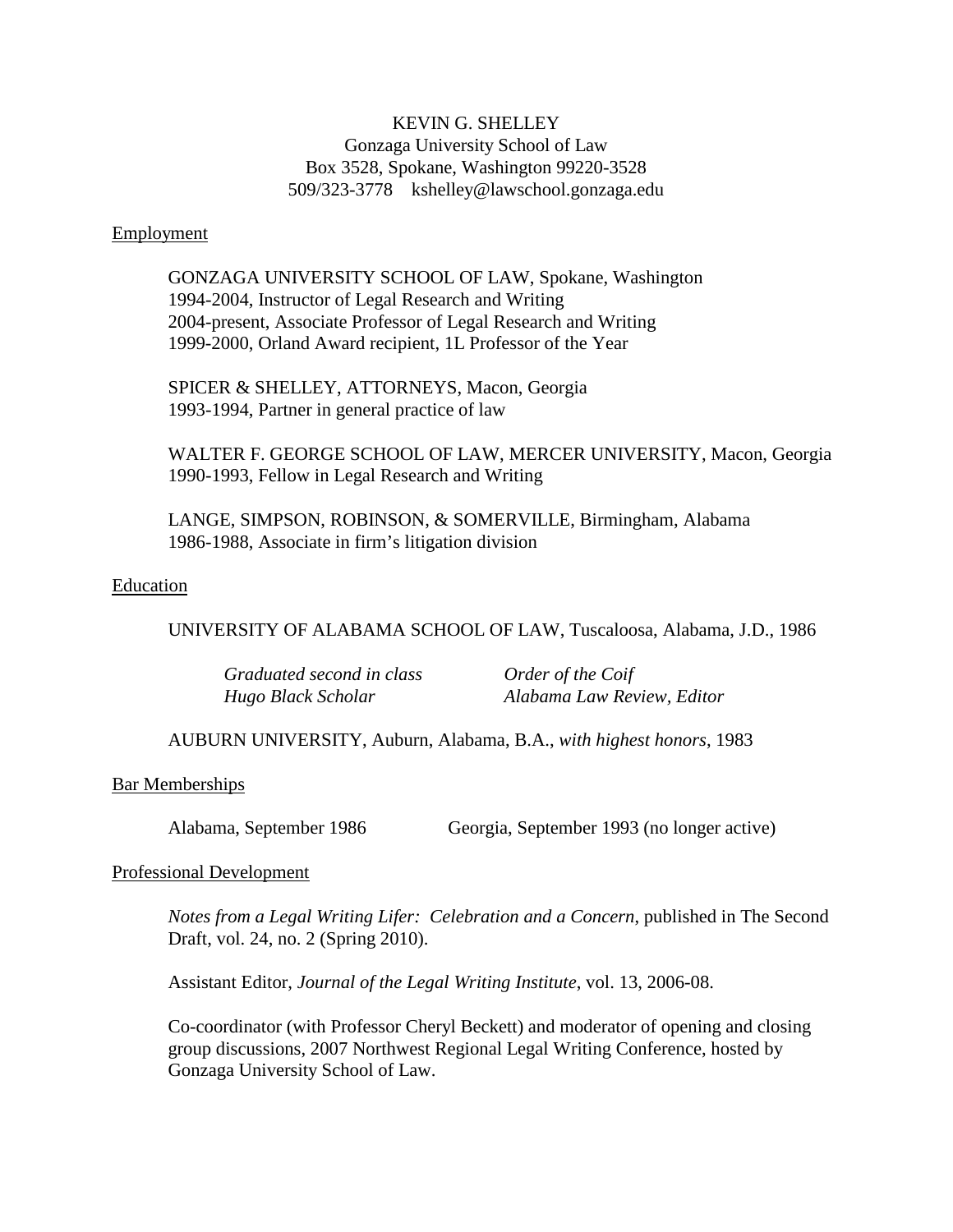# KEVIN G. SHELLEY

Gonzaga University School of Law
Box 3528, Spokane, Washington 99220-3528
509/323-3778  kshelley@lawschool.gonzaga.edu

## Employment

GONZAGA UNIVERSITY SCHOOL OF LAW, Spokane, Washington
1994-2004, Instructor of Legal Research and Writing
2004-present, Associate Professor of Legal Research and Writing
1999-2000, Orland Award recipient, 1L Professor of the Year

SPICER & SHELLEY, ATTORNEYS, Macon, Georgia
1993-1994, Partner in general practice of law

WALTER F. GEORGE SCHOOL OF LAW, MERCER UNIVERSITY, Macon, Georgia
1990-1993, Fellow in Legal Research and Writing

LANGE, SIMPSON, ROBINSON, & SOMERVILLE, Birmingham, Alabama
1986-1988, Associate in firm's litigation division

## Education

UNIVERSITY OF ALABAMA SCHOOL OF LAW, Tuscaloosa, Alabama, J.D., 1986

- *Graduated second in class*
- *Order of the Coif*
- *Hugo Black Scholar*
- *Alabama Law Review, Editor*

AUBURN UNIVERSITY, Auburn, Alabama, B.A., *with highest honors*, 1983

## Bar Memberships

Alabama, September 1986

Georgia, September 1993 (no longer active)

## Professional Development

*Notes from a Legal Writing Lifer: Celebration and a Concern*, published in The Second Draft, vol. 24, no. 2 (Spring 2010).

Assistant Editor, *Journal of the Legal Writing Institute*, vol. 13, 2006-08.

Co-coordinator (with Professor Cheryl Beckett) and moderator of opening and closing group discussions, 2007 Northwest Regional Legal Writing Conference, hosted by Gonzaga University School of Law.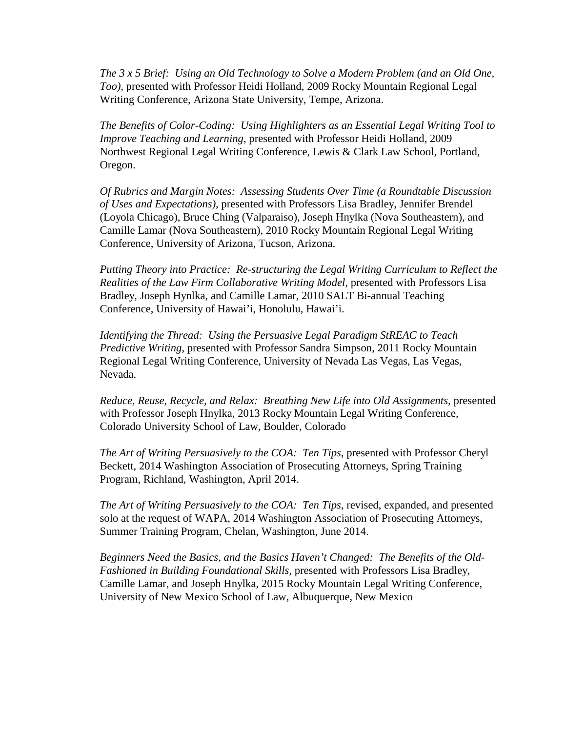*The 3 x 5 Brief: Using an Old Technology to Solve a Modern Problem (and an Old One, Too)*, presented with Professor Heidi Holland, 2009 Rocky Mountain Regional Legal Writing Conference, Arizona State University, Tempe, Arizona.

*The Benefits of Color-Coding: Using Highlighters as an Essential Legal Writing Tool to Improve Teaching and Learning*, presented with Professor Heidi Holland, 2009 Northwest Regional Legal Writing Conference, Lewis & Clark Law School, Portland, Oregon.

*Of Rubrics and Margin Notes: Assessing Students Over Time (a Roundtable Discussion of Uses and Expectations)*, presented with Professors Lisa Bradley, Jennifer Brendel (Loyola Chicago), Bruce Ching (Valparaiso), Joseph Hnylka (Nova Southeastern), and Camille Lamar (Nova Southeastern), 2010 Rocky Mountain Regional Legal Writing Conference, University of Arizona, Tucson, Arizona.

*Putting Theory into Practice: Re-structuring the Legal Writing Curriculum to Reflect the Realities of the Law Firm Collaborative Writing Model*, presented with Professors Lisa Bradley, Joseph Hynlka, and Camille Lamar, 2010 SALT Bi-annual Teaching Conference, University of Hawai'i, Honolulu, Hawai'i.

*Identifying the Thread: Using the Persuasive Legal Paradigm StREAC to Teach Predictive Writing*, presented with Professor Sandra Simpson, 2011 Rocky Mountain Regional Legal Writing Conference, University of Nevada Las Vegas, Las Vegas, Nevada.

*Reduce, Reuse, Recycle, and Relax: Breathing New Life into Old Assignments*, presented with Professor Joseph Hnylka, 2013 Rocky Mountain Legal Writing Conference, Colorado University School of Law, Boulder, Colorado

*The Art of Writing Persuasively to the COA: Ten Tips*, presented with Professor Cheryl Beckett, 2014 Washington Association of Prosecuting Attorneys, Spring Training Program, Richland, Washington, April 2014.

*The Art of Writing Persuasively to the COA: Ten Tips*, revised, expanded, and presented solo at the request of WAPA, 2014 Washington Association of Prosecuting Attorneys, Summer Training Program, Chelan, Washington, June 2014.

*Beginners Need the Basics, and the Basics Haven't Changed: The Benefits of the Old-Fashioned in Building Foundational Skills*, presented with Professors Lisa Bradley, Camille Lamar, and Joseph Hnylka, 2015 Rocky Mountain Legal Writing Conference, University of New Mexico School of Law, Albuquerque, New Mexico